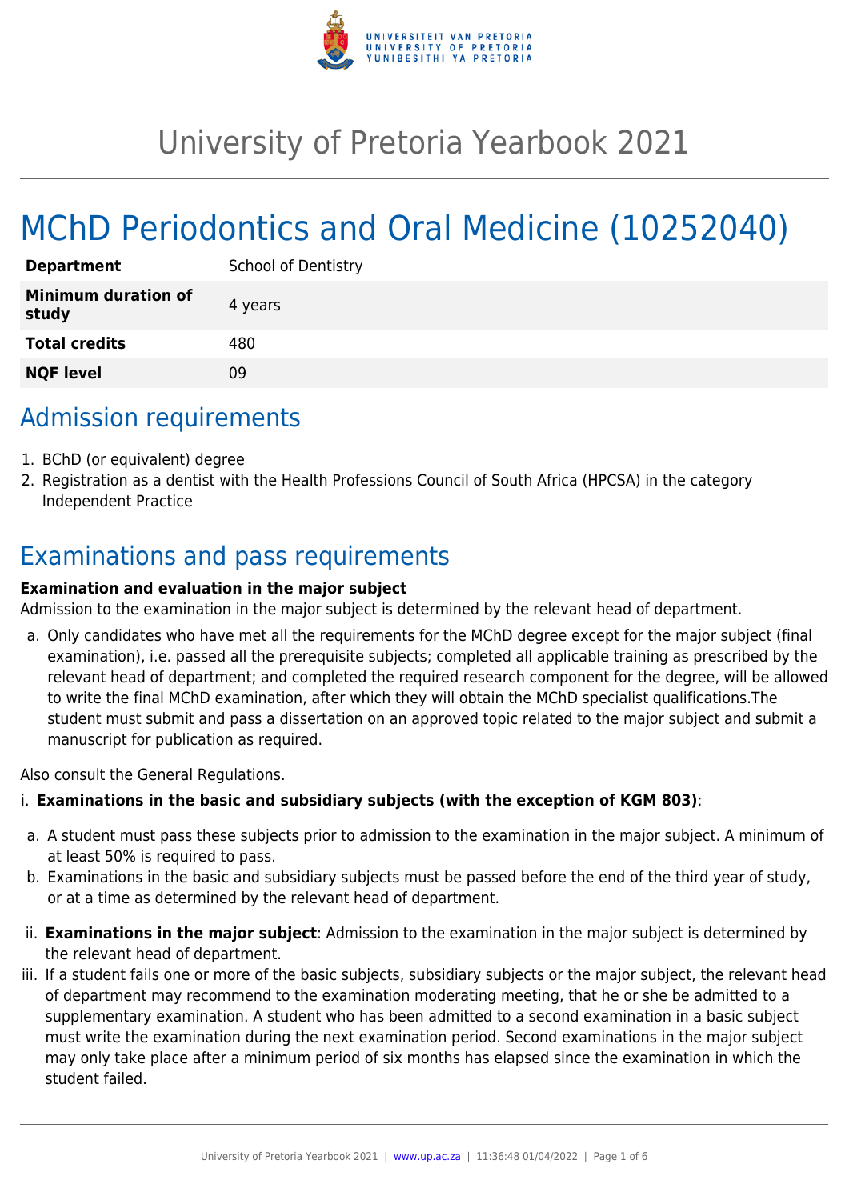# University of Pretoria Yearbook 2021

# MChD Periodontics and Oral Medicine (10252040)

| | |
|---|---|
| **Department** | School of Dentistry |
| **Minimum duration of study** | 4 years |
| **Total credits** | 480 |
| **NQF level** | 09 |

## Admission requirements

1. BChD (or equivalent) degree
2. Registration as a dentist with the Health Professions Council of South Africa (HPCSA) in the category Independent Practice

## Examinations and pass requirements

**Examination and evaluation in the major subject**
Admission to the examination in the major subject is determined by the relevant head of department.

a. Only candidates who have met all the requirements for the MChD degree except for the major subject (final examination), i.e. passed all the prerequisite subjects; completed all applicable training as prescribed by the relevant head of department; and completed the required research component for the degree, will be allowed to write the final MChD examination, after which they will obtain the MChD specialist qualifications.The student must submit and pass a dissertation on an approved topic related to the major subject and submit a manuscript for publication as required.

Also consult the General Regulations.

i. **Examinations in the basic and subsidiary subjects (with the exception of KGM 803)**:

a. A student must pass these subjects prior to admission to the examination in the major subject. A minimum of at least 50% is required to pass.
b. Examinations in the basic and subsidiary subjects must be passed before the end of the third year of study, or at a time as determined by the relevant head of department.

ii. **Examinations in the major subject**: Admission to the examination in the major subject is determined by the relevant head of department.
iii. If a student fails one or more of the basic subjects, subsidiary subjects or the major subject, the relevant head of department may recommend to the examination moderating meeting, that he or she be admitted to a supplementary examination. A student who has been admitted to a second examination in a basic subject must write the examination during the next examination period. Second examinations in the major subject may only take place after a minimum period of six months has elapsed since the examination in which the student failed.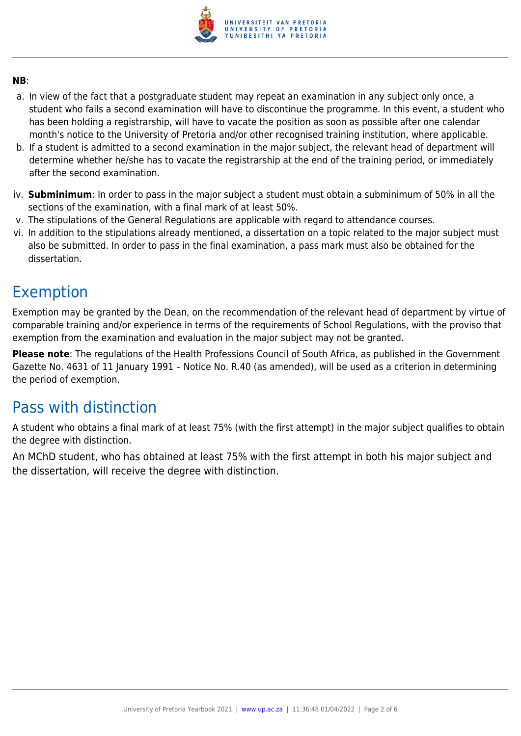**NB**:

a. In view of the fact that a postgraduate student may repeat an examination in any subject only once, a student who fails a second examination will have to discontinue the programme. In this event, a student who has been holding a registrarship, will have to vacate the position as soon as possible after one calendar month's notice to the University of Pretoria and/or other recognised training institution, where applicable.
b. If a student is admitted to a second examination in the major subject, the relevant head of department will determine whether he/she has to vacate the registrarship at the end of the training period, or immediately after the second examination.

iv. **Subminimum**: In order to pass in the major subject a student must obtain a subminimum of 50% in all the sections of the examination, with a final mark of at least 50%.
v. The stipulations of the General Regulations are applicable with regard to attendance courses.
vi. In addition to the stipulations already mentioned, a dissertation on a topic related to the major subject must also be submitted. In order to pass in the final examination, a pass mark must also be obtained for the dissertation.

## Exemption

Exemption may be granted by the Dean, on the recommendation of the relevant head of department by virtue of comparable training and/or experience in terms of the requirements of School Regulations, with the proviso that exemption from the examination and evaluation in the major subject may not be granted.

**Please note**: The regulations of the Health Professions Council of South Africa, as published in the Government Gazette No. 4631 of 11 January 1991 – Notice No. R.40 (as amended), will be used as a criterion in determining the period of exemption.

## Pass with distinction

A student who obtains a final mark of at least 75% (with the first attempt) in the major subject qualifies to obtain the degree with distinction.

An MChD student, who has obtained at least 75% with the first attempt in both his major subject and the dissertation, will receive the degree with distinction.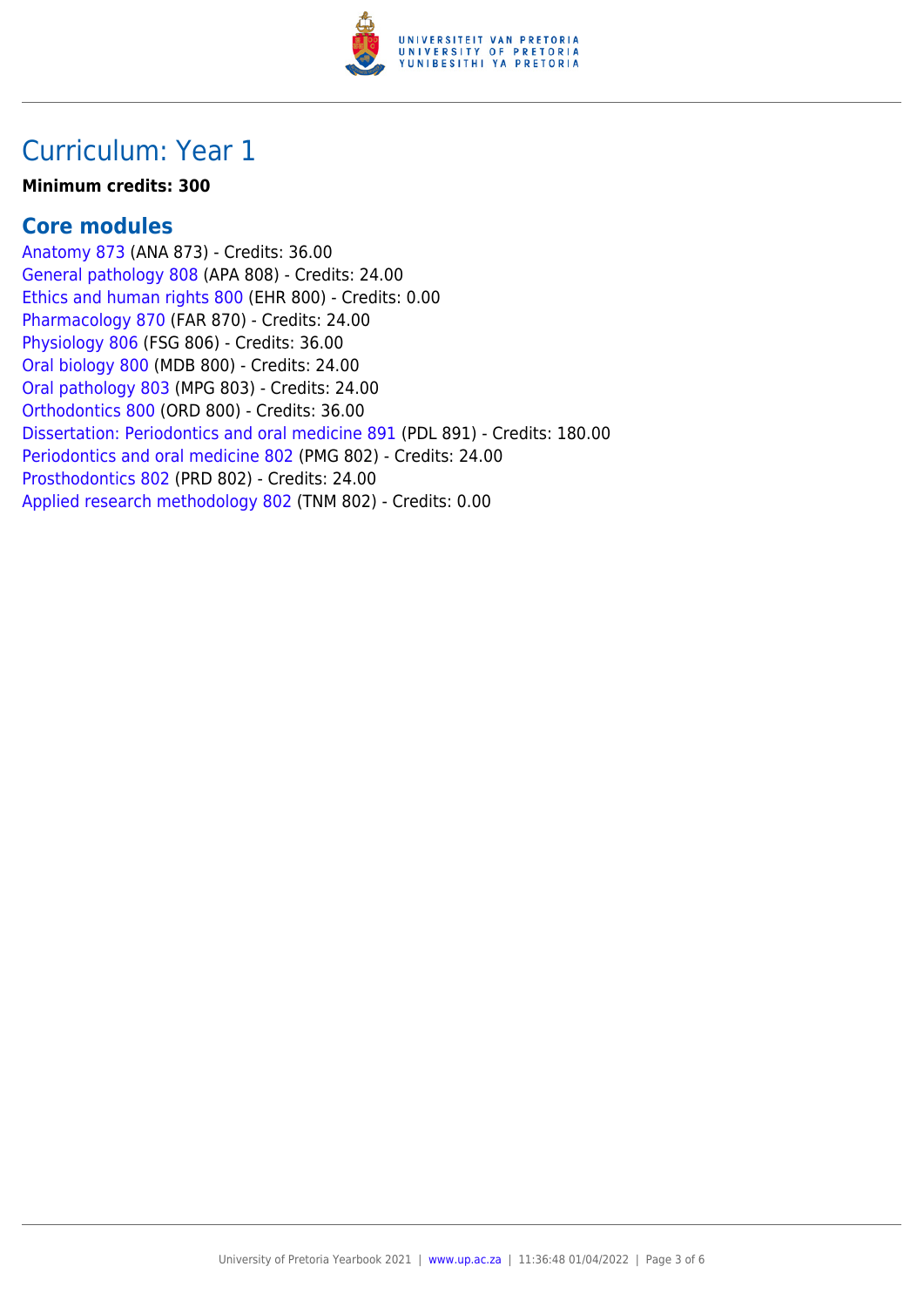# Curriculum: Year 1

**Minimum credits: 300**

## Core modules

Anatomy 873 (ANA 873) - Credits: 36.00
General pathology 808 (APA 808) - Credits: 24.00
Ethics and human rights 800 (EHR 800) - Credits: 0.00
Pharmacology 870 (FAR 870) - Credits: 24.00
Physiology 806 (FSG 806) - Credits: 36.00
Oral biology 800 (MDB 800) - Credits: 24.00
Oral pathology 803 (MPG 803) - Credits: 24.00
Orthodontics 800 (ORD 800) - Credits: 36.00
Dissertation: Periodontics and oral medicine 891 (PDL 891) - Credits: 180.00
Periodontics and oral medicine 802 (PMG 802) - Credits: 24.00
Prosthodontics 802 (PRD 802) - Credits: 24.00
Applied research methodology 802 (TNM 802) - Credits: 0.00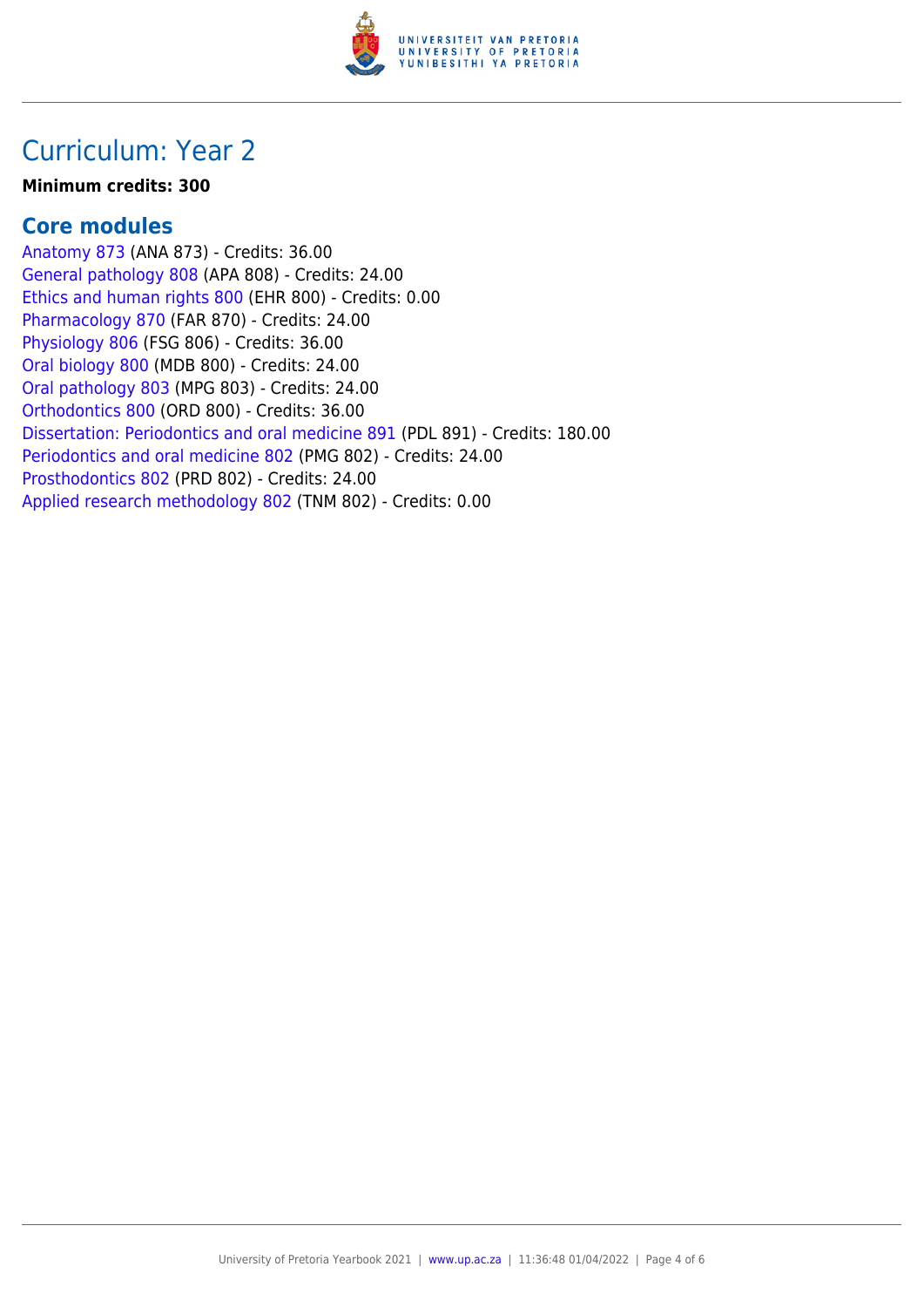# Curriculum: Year 2

**Minimum credits: 300**

## Core modules

Anatomy 873 (ANA 873) - Credits: 36.00
General pathology 808 (APA 808) - Credits: 24.00
Ethics and human rights 800 (EHR 800) - Credits: 0.00
Pharmacology 870 (FAR 870) - Credits: 24.00
Physiology 806 (FSG 806) - Credits: 36.00
Oral biology 800 (MDB 800) - Credits: 24.00
Oral pathology 803 (MPG 803) - Credits: 24.00
Orthodontics 800 (ORD 800) - Credits: 36.00
Dissertation: Periodontics and oral medicine 891 (PDL 891) - Credits: 180.00
Periodontics and oral medicine 802 (PMG 802) - Credits: 24.00
Prosthodontics 802 (PRD 802) - Credits: 24.00
Applied research methodology 802 (TNM 802) - Credits: 0.00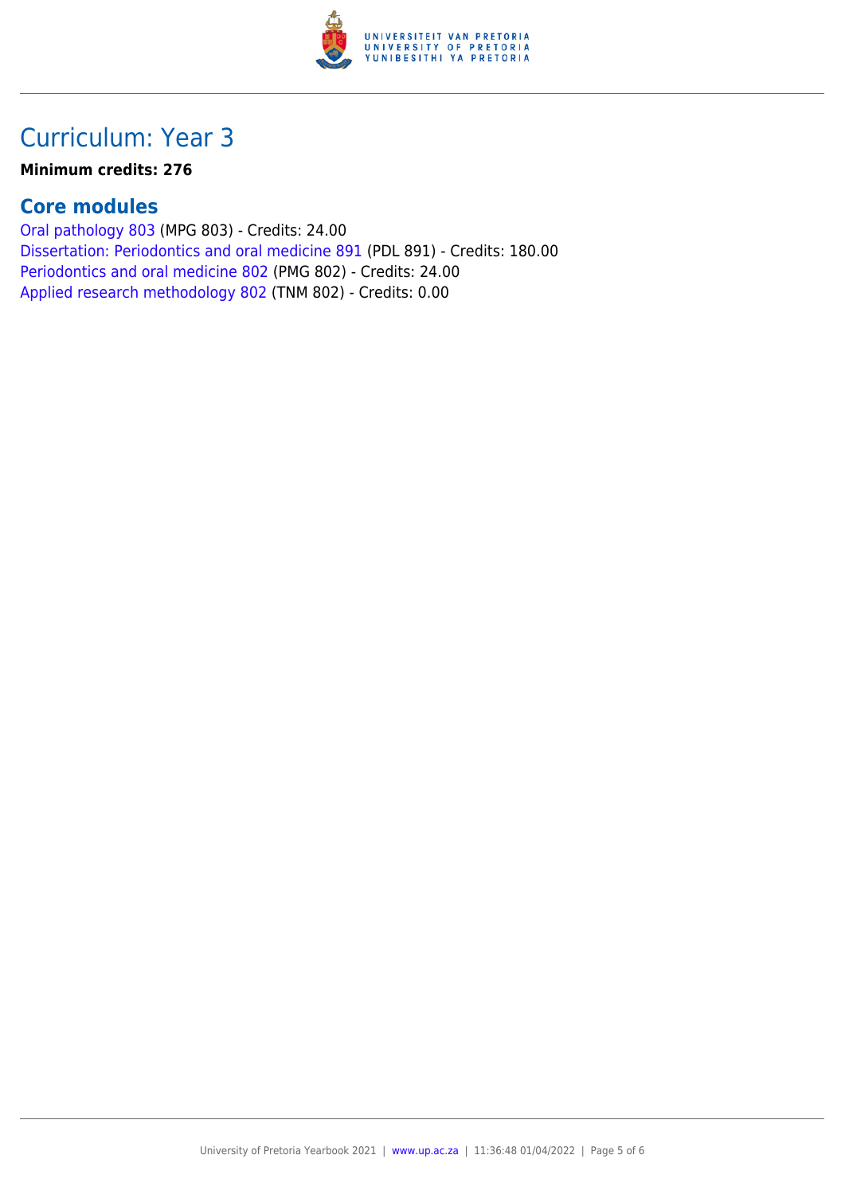## Curriculum: Year 3

**Minimum credits: 276**

### Core modules

Oral pathology 803 (MPG 803) - Credits: 24.00
Dissertation: Periodontics and oral medicine 891 (PDL 891) - Credits: 180.00
Periodontics and oral medicine 802 (PMG 802) - Credits: 24.00
Applied research methodology 802 (TNM 802) - Credits: 0.00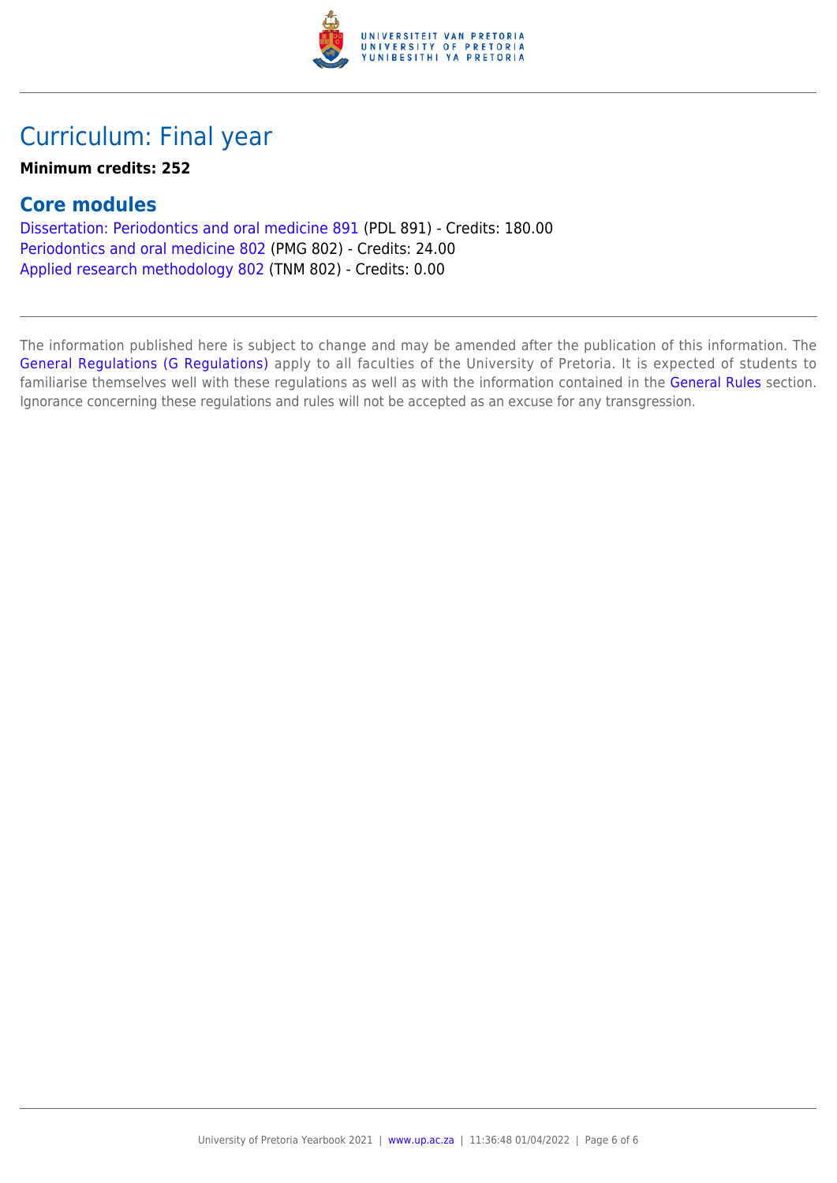# Curriculum: Final year

**Minimum credits: 252**

## Core modules

Dissertation: Periodontics and oral medicine 891 (PDL 891) - Credits: 180.00
Periodontics and oral medicine 802 (PMG 802) - Credits: 24.00
Applied research methodology 802 (TNM 802) - Credits: 0.00

The information published here is subject to change and may be amended after the publication of this information. The General Regulations (G Regulations) apply to all faculties of the University of Pretoria. It is expected of students to familiarise themselves well with these regulations as well as with the information contained in the General Rules section. Ignorance concerning these regulations and rules will not be accepted as an excuse for any transgression.